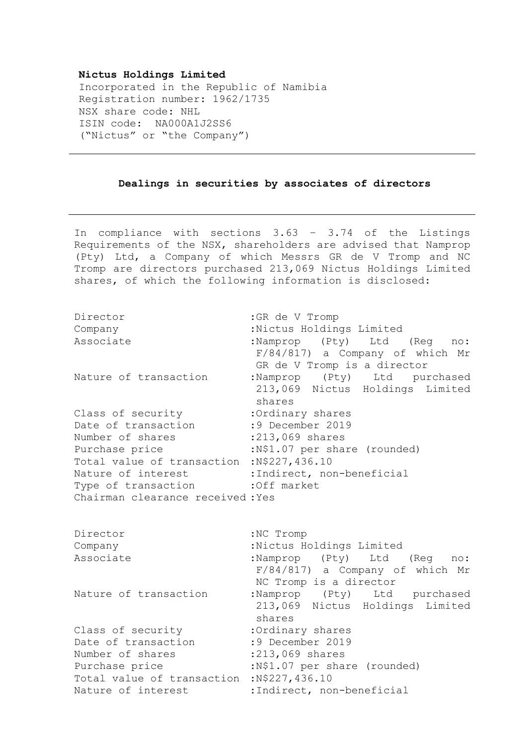**Nictus Holdings Limited**
Incorporated in the Republic of Namibia
Registration number: 1962/1735
NSX share code: NHL
ISIN code: NA000A1J2SS6
("Nictus" or "the Company")

---

**Dealings in securities by associates of directors**

---

In compliance with sections 3.63 – 3.74 of the Listings Requirements of the NSX, shareholders are advised that Namprop (Pty) Ltd, a Company of which Messrs GR de V Tromp and NC Tromp are directors purchased 213,069 Nictus Holdings Limited shares, of which the following information is disclosed:

| | |
|---|---|
| Director | :GR de V Tromp |
| Company | :Nictus Holdings Limited |
| Associate | :Namprop (Pty) Ltd (Reg no: F/84/817) a Company of which Mr GR de V Tromp is a director |
| Nature of transaction | :Namprop (Pty) Ltd purchased 213,069 Nictus Holdings Limited shares |
| Class of security | :Ordinary shares |
| Date of transaction | :9 December 2019 |
| Number of shares | :213,069 shares |
| Purchase price | :N$1.07 per share (rounded) |
| Total value of transaction | :N$227,436.10 |
| Nature of interest | :Indirect, non-beneficial |
| Type of transaction | :Off market |
| Chairman clearance received | :Yes |

| | |
|---|---|
| Director | :NC Tromp |
| Company | :Nictus Holdings Limited |
| Associate | :Namprop (Pty) Ltd (Reg no: F/84/817) a Company of which Mr NC Tromp is a director |
| Nature of transaction | :Namprop (Pty) Ltd purchased 213,069 Nictus Holdings Limited shares |
| Class of security | :Ordinary shares |
| Date of transaction | :9 December 2019 |
| Number of shares | :213,069 shares |
| Purchase price | :N$1.07 per share (rounded) |
| Total value of transaction | :N$227,436.10 |
| Nature of interest | :Indirect, non-beneficial |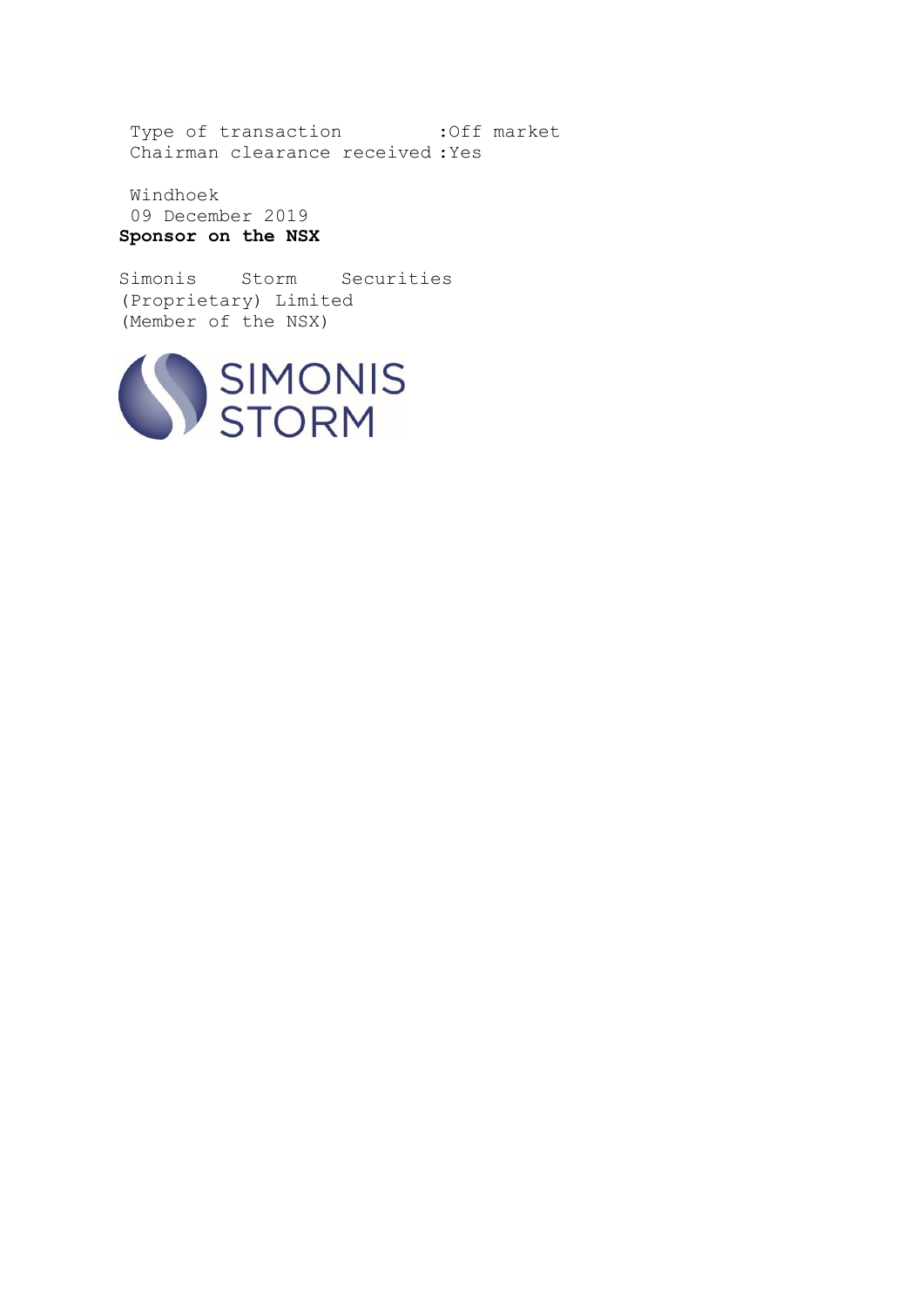Type of transaction :Off market
Chairman clearance received :Yes

Windhoek
09 December 2019

**Sponsor on the NSX**

Simonis Storm Securities (Proprietary) Limited
(Member of the NSX)